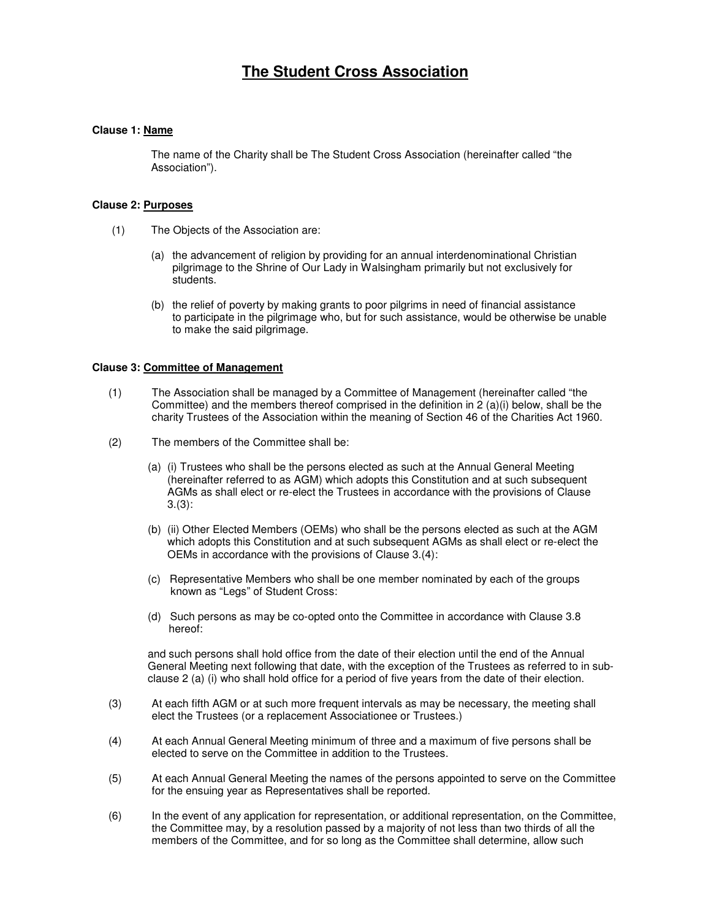# The Student Cross Association

**Clause 1: Name**

The name of the Charity shall be The Student Cross Association (hereinafter called "the Association").

**Clause 2: Purposes**

(1) The Objects of the Association are:

(a) the advancement of religion by providing for an annual interdenominational Christian pilgrimage to the Shrine of Our Lady in Walsingham primarily but not exclusively for students.

(b) the relief of poverty by making grants to poor pilgrims in need of financial assistance to participate in the pilgrimage who, but for such assistance, would be otherwise be unable to make the said pilgrimage.

**Clause 3: Committee of Management**

(1) The Association shall be managed by a Committee of Management (hereinafter called "the Committee) and the members thereof comprised in the definition in 2 (a)(i) below, shall be the charity Trustees of the Association within the meaning of Section 46 of the Charities Act 1960.

(2) The members of the Committee shall be:

(a) (i) Trustees who shall be the persons elected as such at the Annual General Meeting (hereinafter referred to as AGM) which adopts this Constitution and at such subsequent AGMs as shall elect or re-elect the Trustees in accordance with the provisions of Clause 3.(3):

(b) (ii) Other Elected Members (OEMs) who shall be the persons elected as such at the AGM which adopts this Constitution and at such subsequent AGMs as shall elect or re-elect the OEMs in accordance with the provisions of Clause 3.(4):

(c) Representative Members who shall be one member nominated by each of the groups known as "Legs" of Student Cross:

(d) Such persons as may be co-opted onto the Committee in accordance with Clause 3.8 hereof:

and such persons shall hold office from the date of their election until the end of the Annual General Meeting next following that date, with the exception of the Trustees as referred to in sub-clause 2 (a) (i) who shall hold office for a period of five years from the date of their election.

(3) At each fifth AGM or at such more frequent intervals as may be necessary, the meeting shall elect the Trustees (or a replacement Associationee or Trustees.)

(4) At each Annual General Meeting minimum of three and a maximum of five persons shall be elected to serve on the Committee in addition to the Trustees.

(5) At each Annual General Meeting the names of the persons appointed to serve on the Committee for the ensuing year as Representatives shall be reported.

(6) In the event of any application for representation, or additional representation, on the Committee, the Committee may, by a resolution passed by a majority of not less than two thirds of all the members of the Committee, and for so long as the Committee shall determine, allow such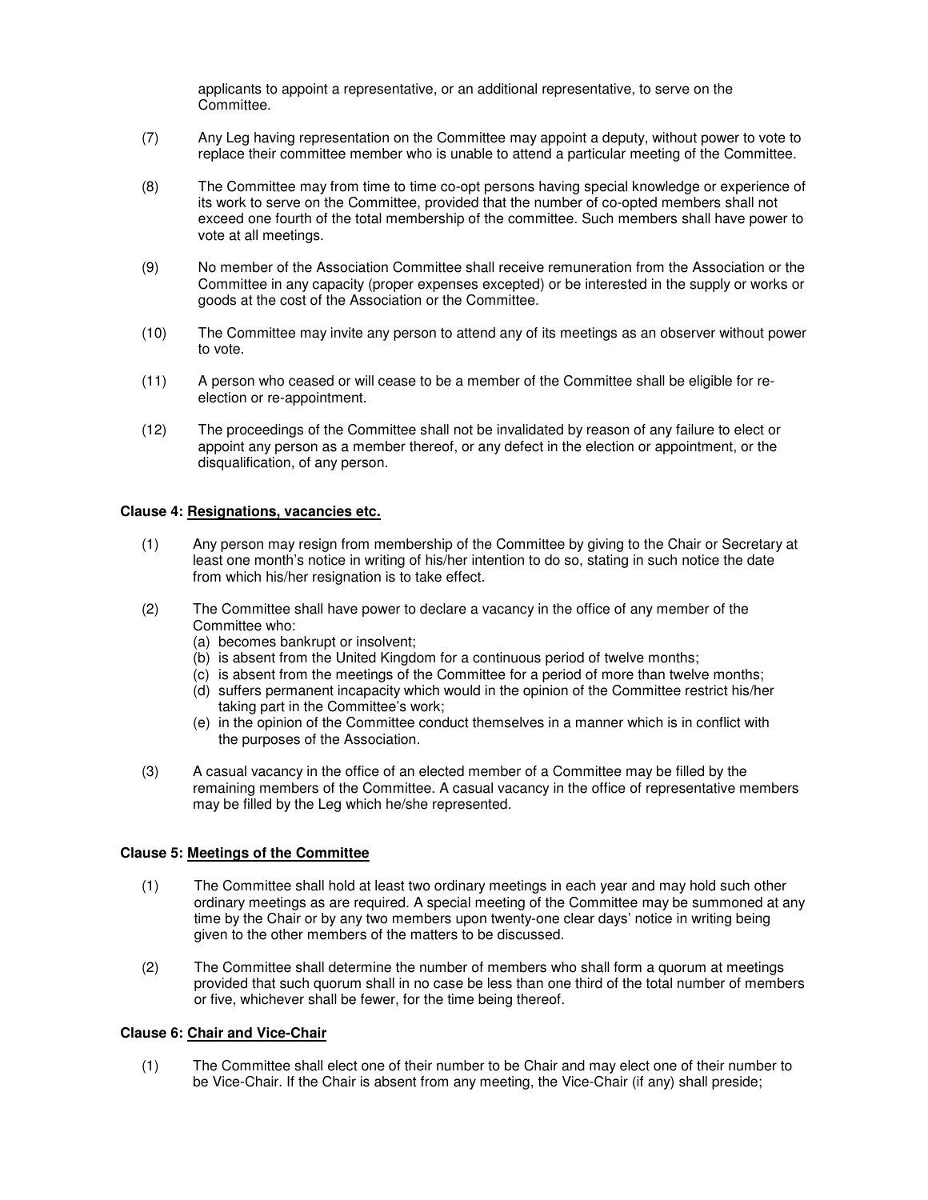applicants to appoint a representative, or an additional representative, to serve on the Committee.

(7) Any Leg having representation on the Committee may appoint a deputy, without power to vote to replace their committee member who is unable to attend a particular meeting of the Committee.

(8) The Committee may from time to time co-opt persons having special knowledge or experience of its work to serve on the Committee, provided that the number of co-opted members shall not exceed one fourth of the total membership of the committee. Such members shall have power to vote at all meetings.

(9) No member of the Association Committee shall receive remuneration from the Association or the Committee in any capacity (proper expenses excepted) or be interested in the supply or works or goods at the cost of the Association or the Committee.

(10) The Committee may invite any person to attend any of its meetings as an observer without power to vote.

(11) A person who ceased or will cease to be a member of the Committee shall be eligible for re-election or re-appointment.

(12) The proceedings of the Committee shall not be invalidated by reason of any failure to elect or appoint any person as a member thereof, or any defect in the election or appointment, or the disqualification, of any person.

**Clause 4: Resignations, vacancies etc.**

(1) Any person may resign from membership of the Committee by giving to the Chair or Secretary at least one month's notice in writing of his/her intention to do so, stating in such notice the date from which his/her resignation is to take effect.

(2) The Committee shall have power to declare a vacancy in the office of any member of the Committee who:
  (a) becomes bankrupt or insolvent;
  (b) is absent from the United Kingdom for a continuous period of twelve months;
  (c) is absent from the meetings of the Committee for a period of more than twelve months;
  (d) suffers permanent incapacity which would in the opinion of the Committee restrict his/her taking part in the Committee's work;
  (e) in the opinion of the Committee conduct themselves in a manner which is in conflict with the purposes of the Association.

(3) A casual vacancy in the office of an elected member of a Committee may be filled by the remaining members of the Committee. A casual vacancy in the office of representative members may be filled by the Leg which he/she represented.

**Clause 5: Meetings of the Committee**

(1) The Committee shall hold at least two ordinary meetings in each year and may hold such other ordinary meetings as are required. A special meeting of the Committee may be summoned at any time by the Chair or by any two members upon twenty-one clear days' notice in writing being given to the other members of the matters to be discussed.

(2) The Committee shall determine the number of members who shall form a quorum at meetings provided that such quorum shall in no case be less than one third of the total number of members or five, whichever shall be fewer, for the time being thereof.

**Clause 6: Chair and Vice-Chair**

(1) The Committee shall elect one of their number to be Chair and may elect one of their number to be Vice-Chair. If the Chair is absent from any meeting, the Vice-Chair (if any) shall preside;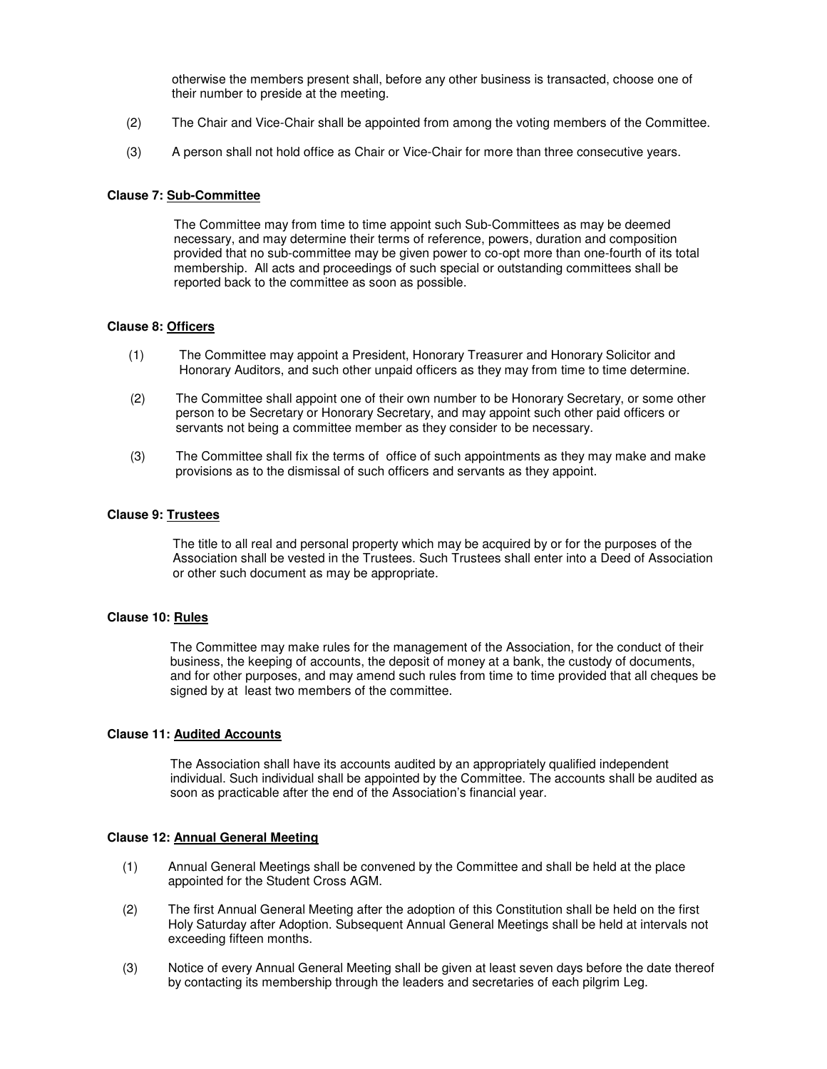otherwise the members present shall, before any other business is transacted, choose one of their number to preside at the meeting.

(2) The Chair and Vice-Chair shall be appointed from among the voting members of the Committee.

(3) A person shall not hold office as Chair or Vice-Chair for more than three consecutive years.

**Clause 7: <u>Sub-Committee</u>**

The Committee may from time to time appoint such Sub-Committees as may be deemed necessary, and may determine their terms of reference, powers, duration and composition provided that no sub-committee may be given power to co-opt more than one-fourth of its total membership. All acts and proceedings of such special or outstanding committees shall be reported back to the committee as soon as possible.

**Clause 8: <u>Officers</u>**

(1) The Committee may appoint a President, Honorary Treasurer and Honorary Solicitor and Honorary Auditors, and such other unpaid officers as they may from time to time determine.

(2) The Committee shall appoint one of their own number to be Honorary Secretary, or some other person to be Secretary or Honorary Secretary, and may appoint such other paid officers or servants not being a committee member as they consider to be necessary.

(3) The Committee shall fix the terms of office of such appointments as they may make and make provisions as to the dismissal of such officers and servants as they appoint.

**Clause 9: <u>Trustees</u>**

The title to all real and personal property which may be acquired by or for the purposes of the Association shall be vested in the Trustees. Such Trustees shall enter into a Deed of Association or other such document as may be appropriate.

**Clause 10: <u>Rules</u>**

The Committee may make rules for the management of the Association, for the conduct of their business, the keeping of accounts, the deposit of money at a bank, the custody of documents, and for other purposes, and may amend such rules from time to time provided that all cheques be signed by at least two members of the committee.

**Clause 11: <u>Audited Accounts</u>**

The Association shall have its accounts audited by an appropriately qualified independent individual. Such individual shall be appointed by the Committee. The accounts shall be audited as soon as practicable after the end of the Association's financial year.

**Clause 12: <u>Annual General Meeting</u>**

(1) Annual General Meetings shall be convened by the Committee and shall be held at the place appointed for the Student Cross AGM.

(2) The first Annual General Meeting after the adoption of this Constitution shall be held on the first Holy Saturday after Adoption. Subsequent Annual General Meetings shall be held at intervals not exceeding fifteen months.

(3) Notice of every Annual General Meeting shall be given at least seven days before the date thereof by contacting its membership through the leaders and secretaries of each pilgrim Leg.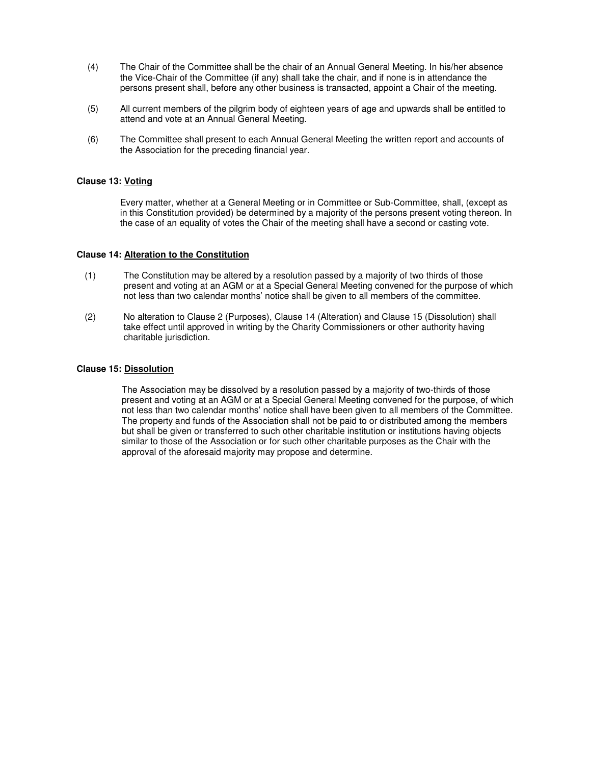(4) The Chair of the Committee shall be the chair of an Annual General Meeting. In his/her absence the Vice-Chair of the Committee (if any) shall take the chair, and if none is in attendance the persons present shall, before any other business is transacted, appoint a Chair of the meeting.

(5) All current members of the pilgrim body of eighteen years of age and upwards shall be entitled to attend and vote at an Annual General Meeting.

(6) The Committee shall present to each Annual General Meeting the written report and accounts of the Association for the preceding financial year.

**Clause 13: Voting**

Every matter, whether at a General Meeting or in Committee or Sub-Committee, shall, (except as in this Constitution provided) be determined by a majority of the persons present voting thereon. In the case of an equality of votes the Chair of the meeting shall have a second or casting vote.

**Clause 14: Alteration to the Constitution**

(1) The Constitution may be altered by a resolution passed by a majority of two thirds of those present and voting at an AGM or at a Special General Meeting convened for the purpose of which not less than two calendar months' notice shall be given to all members of the committee.

(2) No alteration to Clause 2 (Purposes), Clause 14 (Alteration) and Clause 15 (Dissolution) shall take effect until approved in writing by the Charity Commissioners or other authority having charitable jurisdiction.

**Clause 15: Dissolution**

The Association may be dissolved by a resolution passed by a majority of two-thirds of those present and voting at an AGM or at a Special General Meeting convened for the purpose, of which not less than two calendar months' notice shall have been given to all members of the Committee. The property and funds of the Association shall not be paid to or distributed among the members but shall be given or transferred to such other charitable institution or institutions having objects similar to those of the Association or for such other charitable purposes as the Chair with the approval of the aforesaid majority may propose and determine.